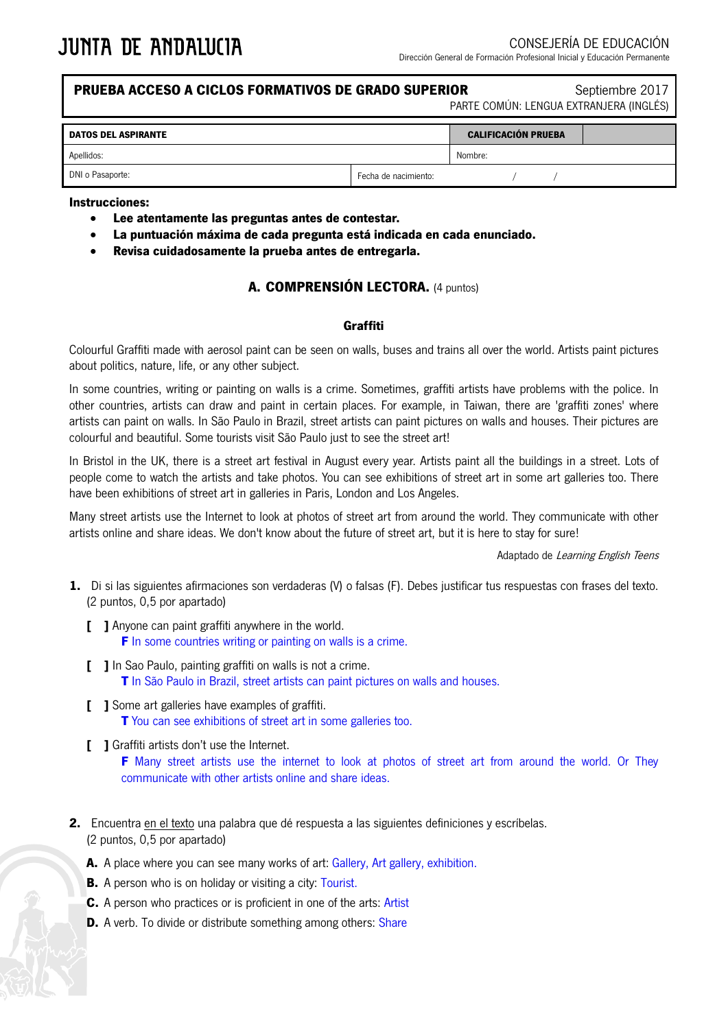JUNTA DE ANDALUCIA

CONSEJERÍA DE EDUCACIÓN
Dirección General de Formación Profesional Inicial y Educación Permanente

| **PRUEBA ACCESO A CICLOS FORMATIVOS DE GRADO SUPERIOR** | Septiembre 2017 |
|---|---|
| | PARTE COMÚN: LENGUA EXTRANJERA (INGLÉS) |

| **DATOS DEL ASPIRANTE** | | **CALIFICACIÓN PRUEBA** | |
|---|---|---|---|
| Apellidos: | | Nombre: | |
| DNI o Pasaporte: | Fecha de nacimiento: / / | | |

**Instrucciones:**

- **Lee atentamente las preguntas antes de contestar.**
- **La puntuación máxima de cada pregunta está indicada en cada enunciado.**
- **Revisa cuidadosamente la prueba antes de entregarla.**

## A. COMPRENSIÓN LECTORA. (4 puntos)

### Graffiti

Colourful Graffiti made with aerosol paint can be seen on walls, buses and trains all over the world. Artists paint pictures about politics, nature, life, or any other subject.

In some countries, writing or painting on walls is a crime. Sometimes, graffiti artists have problems with the police. In other countries, artists can draw and paint in certain places. For example, in Taiwan, there are 'graffiti zones' where artists can paint on walls. In São Paulo in Brazil, street artists can paint pictures on walls and houses. Their pictures are colourful and beautiful. Some tourists visit São Paulo just to see the street art!

In Bristol in the UK, there is a street art festival in August every year. Artists paint all the buildings in a street. Lots of people come to watch the artists and take photos. You can see exhibitions of street art in some art galleries too. There have been exhibitions of street art in galleries in Paris, London and Los Angeles.

Many street artists use the Internet to look at photos of street art from around the world. They communicate with other artists online and share ideas. We don't know about the future of street art, but it is here to stay for sure!

Adaptado de *Learning English Teens*

**1.** Di si las siguientes afirmaciones son verdaderas (V) o falsas (F). Debes justificar tus respuestas con frases del texto. (2 puntos, 0,5 por apartado)

**[ ]** Anyone can paint graffiti anywhere in the world.
**F** In some countries writing or painting on walls is a crime.

**[ ]** In Sao Paulo, painting graffiti on walls is not a crime.
**T** In São Paulo in Brazil, street artists can paint pictures on walls and houses.

**[ ]** Some art galleries have examples of graffiti.
**T** You can see exhibitions of street art in some galleries too.

**[ ]** Graffiti artists don't use the Internet.
**F** Many street artists use the internet to look at photos of street art from around the world. Or They communicate with other artists online and share ideas.

**2.** Encuentra en el texto una palabra que dé respuesta a las siguientes definiciones y escríbelas. (2 puntos, 0,5 por apartado)

**A.** A place where you can see many works of art: Gallery, Art gallery, exhibition.

**B.** A person who is on holiday or visiting a city: Tourist.

**C.** A person who practices or is proficient in one of the arts: Artist

**D.** A verb. To divide or distribute something among others: Share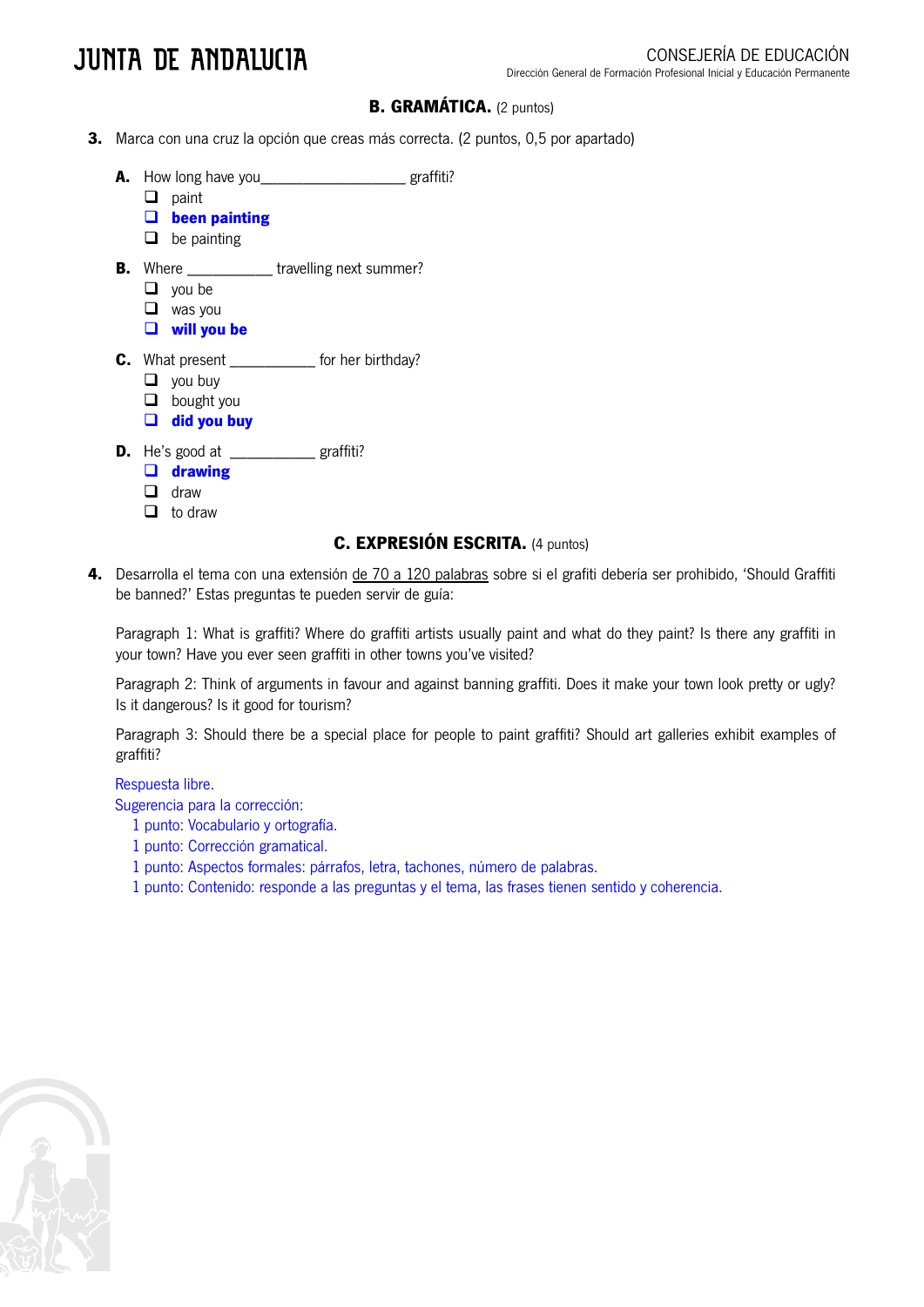## B. GRAMÁTICA. (2 puntos)

**3.** Marca con una cruz la opción que creas más correcta. (2 puntos, 0,5 por apartado)

**A.** How long have you__________________ graffiti?

- ❑ paint
- ❑ **been painting**
- ❑ be painting

**B.** Where ___________ travelling next summer?

- ❑ you be
- ❑ was you
- ❑ **will you be**

**C.** What present ___________ for her birthday?

- ❑ you buy
- ❑ bought you
- ❑ **did you buy**

**D.** He's good at ___________ graffiti?

- ❑ **drawing**
- ❑ draw
- ❑ to draw

## C. EXPRESIÓN ESCRITA. (4 puntos)

**4.** Desarrolla el tema con una extensión de 70 a 120 palabras sobre si el grafiti debería ser prohibido, 'Should Graffiti be banned?' Estas preguntas te pueden servir de guía:

Paragraph 1: What is graffiti? Where do graffiti artists usually paint and what do they paint? Is there any graffiti in your town? Have you ever seen graffiti in other towns you've visited?

Paragraph 2: Think of arguments in favour and against banning graffiti. Does it make your town look pretty or ugly? Is it dangerous? Is it good for tourism?

Paragraph 3: Should there be a special place for people to paint graffiti? Should art galleries exhibit examples of graffiti?

Respuesta libre.
Sugerencia para la corrección:

- 1 punto: Vocabulario y ortografía.
- 1 punto: Corrección gramatical.
- 1 punto: Aspectos formales: párrafos, letra, tachones, número de palabras.
- 1 punto: Contenido: responde a las preguntas y el tema, las frases tienen sentido y coherencia.